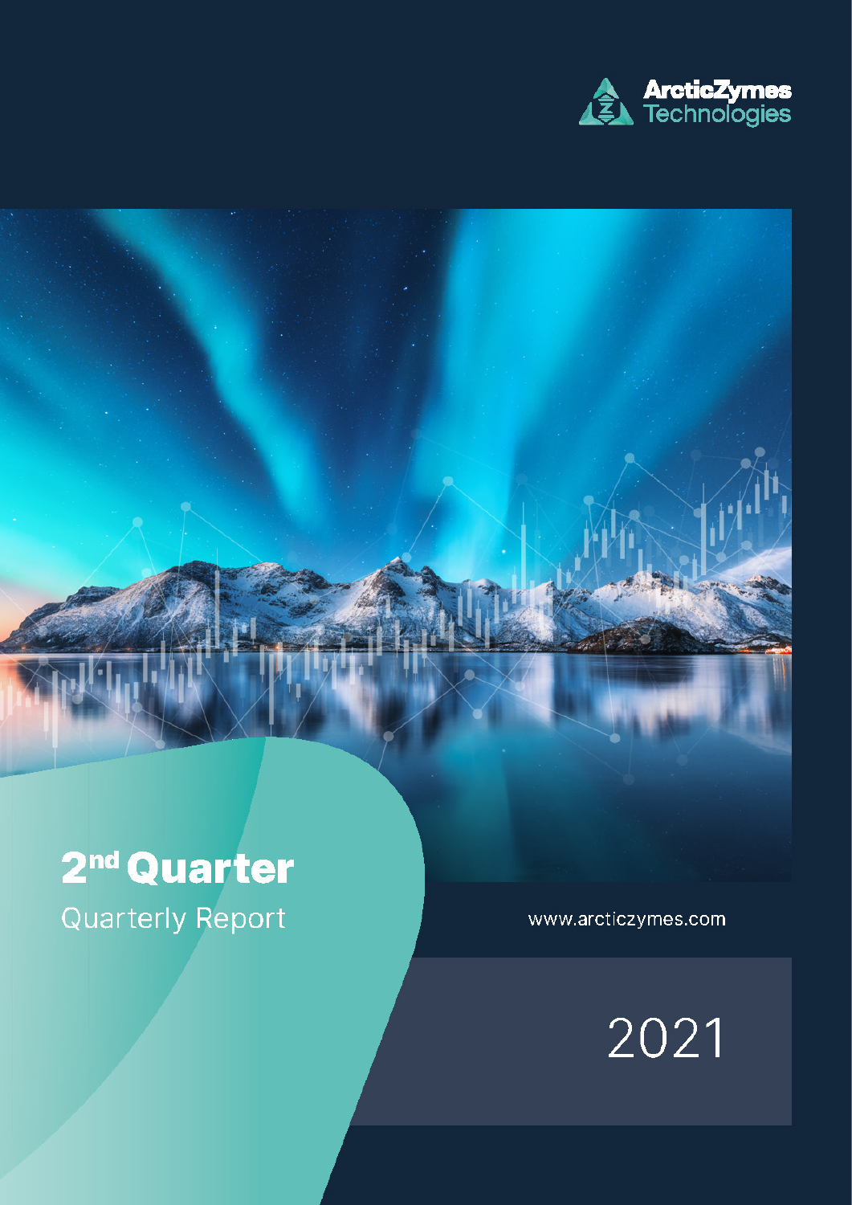ArcticZymes Technologies

# 2nd Quarter

Quarterly Report

www.arcticzymes.com

2021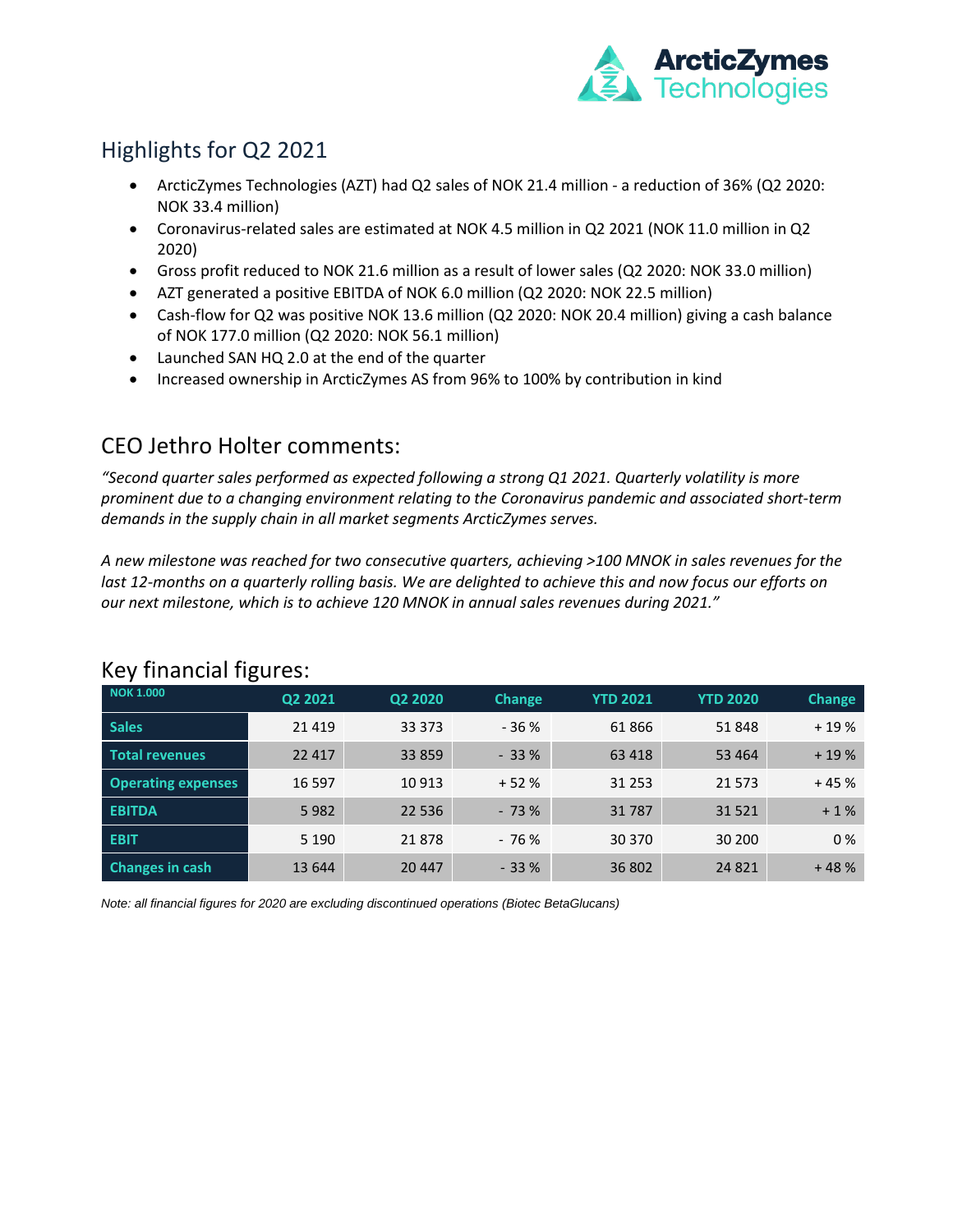## Highlights for Q2 2021

- ArcticZymes Technologies (AZT) had Q2 sales of NOK 21.4 million - a reduction of 36% (Q2 2020: NOK 33.4 million)
- Coronavirus-related sales are estimated at NOK 4.5 million in Q2 2021 (NOK 11.0 million in Q2 2020)
- Gross profit reduced to NOK 21.6 million as a result of lower sales (Q2 2020: NOK 33.0 million)
- AZT generated a positive EBITDA of NOK 6.0 million (Q2 2020: NOK 22.5 million)
- Cash-flow for Q2 was positive NOK 13.6 million (Q2 2020: NOK 20.4 million) giving a cash balance of NOK 177.0 million (Q2 2020: NOK 56.1 million)
- Launched SAN HQ 2.0 at the end of the quarter
- Increased ownership in ArcticZymes AS from 96% to 100% by contribution in kind

## CEO Jethro Holter comments:

*"Second quarter sales performed as expected following a strong Q1 2021. Quarterly volatility is more prominent due to a changing environment relating to the Coronavirus pandemic and associated short-term demands in the supply chain in all market segments ArcticZymes serves.*

*A new milestone was reached for two consecutive quarters, achieving >100 MNOK in sales revenues for the last 12-months on a quarterly rolling basis. We are delighted to achieve this and now focus our efforts on our next milestone, which is to achieve 120 MNOK in annual sales revenues during 2021."*

## Key financial figures:

| NOK 1.000 | Q2 2021 | Q2 2020 | Change | YTD 2021 | YTD 2020 | Change |
|---|---|---|---|---|---|---|
| Sales | 21 419 | 33 373 | - 36 % | 61 866 | 51 848 | + 19 % |
| Total revenues | 22 417 | 33 859 | - 33 % | 63 418 | 53 464 | + 19 % |
| Operating expenses | 16 597 | 10 913 | + 52 % | 31 253 | 21 573 | + 45 % |
| EBITDA | 5 982 | 22 536 | - 73 % | 31 787 | 31 521 | + 1 % |
| EBIT | 5 190 | 21 878 | - 76 % | 30 370 | 30 200 | 0 % |
| Changes in cash | 13 644 | 20 447 | - 33 % | 36 802 | 24 821 | + 48 % |

*Note: all financial figures for 2020 are excluding discontinued operations (Biotec BetaGlucans)*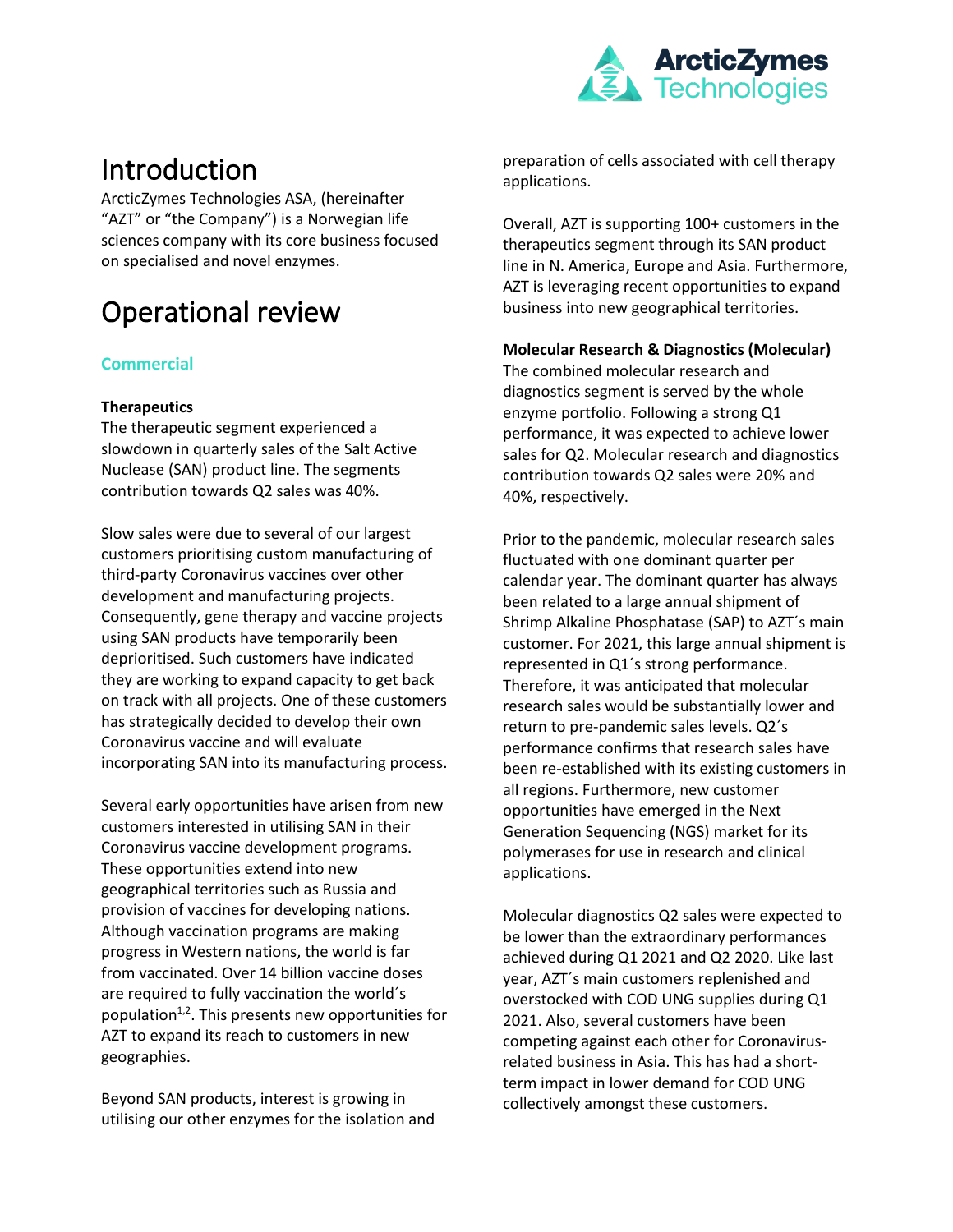# Introduction

ArcticZymes Technologies ASA, (hereinafter "AZT" or "the Company") is a Norwegian life sciences company with its core business focused on specialised and novel enzymes.

# Operational review

## Commercial

### Therapeutics

The therapeutic segment experienced a slowdown in quarterly sales of the Salt Active Nuclease (SAN) product line. The segments contribution towards Q2 sales was 40%.

Slow sales were due to several of our largest customers prioritising custom manufacturing of third-party Coronavirus vaccines over other development and manufacturing projects. Consequently, gene therapy and vaccine projects using SAN products have temporarily been deprioritised. Such customers have indicated they are working to expand capacity to get back on track with all projects. One of these customers has strategically decided to develop their own Coronavirus vaccine and will evaluate incorporating SAN into its manufacturing process.

Several early opportunities have arisen from new customers interested in utilising SAN in their Coronavirus vaccine development programs. These opportunities extend into new geographical territories such as Russia and provision of vaccines for developing nations. Although vaccination programs are making progress in Western nations, the world is far from vaccinated. Over 14 billion vaccine doses are required to fully vaccination the world´s population[1,2]. This presents new opportunities for AZT to expand its reach to customers in new geographies.

Beyond SAN products, interest is growing in utilising our other enzymes for the isolation and preparation of cells associated with cell therapy applications.

Overall, AZT is supporting 100+ customers in the therapeutics segment through its SAN product line in N. America, Europe and Asia. Furthermore, AZT is leveraging recent opportunities to expand business into new geographical territories.

### Molecular Research & Diagnostics (Molecular)

The combined molecular research and diagnostics segment is served by the whole enzyme portfolio. Following a strong Q1 performance, it was expected to achieve lower sales for Q2. Molecular research and diagnostics contribution towards Q2 sales were 20% and 40%, respectively.

Prior to the pandemic, molecular research sales fluctuated with one dominant quarter per calendar year. The dominant quarter has always been related to a large annual shipment of Shrimp Alkaline Phosphatase (SAP) to AZT´s main customer. For 2021, this large annual shipment is represented in Q1´s strong performance. Therefore, it was anticipated that molecular research sales would be substantially lower and return to pre-pandemic sales levels. Q2´s performance confirms that research sales have been re-established with its existing customers in all regions. Furthermore, new customer opportunities have emerged in the Next Generation Sequencing (NGS) market for its polymerases for use in research and clinical applications.

Molecular diagnostics Q2 sales were expected to be lower than the extraordinary performances achieved during Q1 2021 and Q2 2020. Like last year, AZT´s main customers replenished and overstocked with COD UNG supplies during Q1 2021. Also, several customers have been competing against each other for Coronavirus-related business in Asia. This has had a short-term impact in lower demand for COD UNG collectively amongst these customers.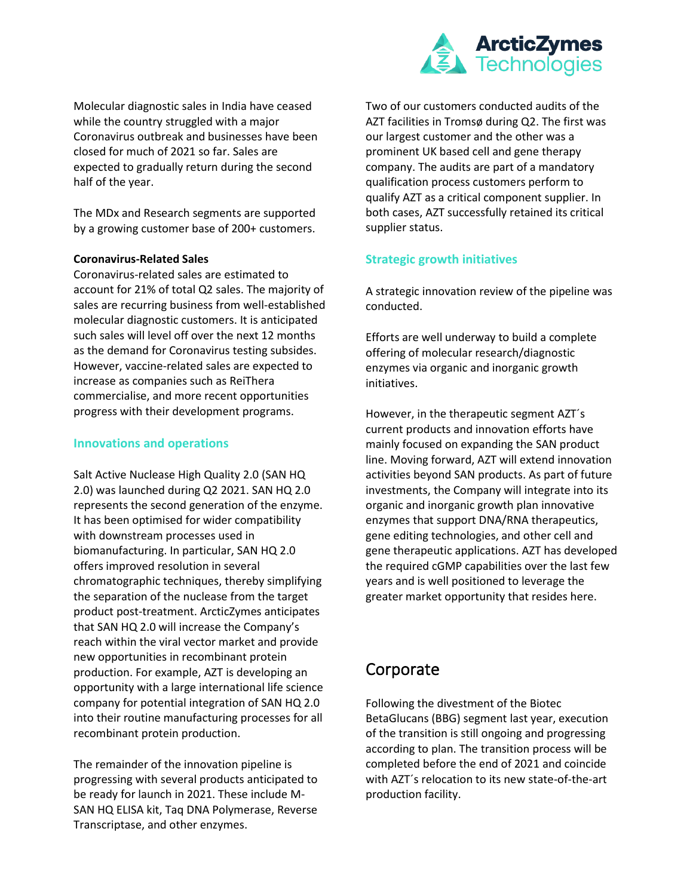Molecular diagnostic sales in India have ceased while the country struggled with a major Coronavirus outbreak and businesses have been closed for much of 2021 so far. Sales are expected to gradually return during the second half of the year.

The MDx and Research segments are supported by a growing customer base of 200+ customers.

**Coronavirus-Related Sales**

Coronavirus-related sales are estimated to account for 21% of total Q2 sales. The majority of sales are recurring business from well-established molecular diagnostic customers. It is anticipated such sales will level off over the next 12 months as the demand for Coronavirus testing subsides. However, vaccine-related sales are expected to increase as companies such as ReiThera commercialise, and more recent opportunities progress with their development programs.

### Innovations and operations

Salt Active Nuclease High Quality 2.0 (SAN HQ 2.0) was launched during Q2 2021. SAN HQ 2.0 represents the second generation of the enzyme. It has been optimised for wider compatibility with downstream processes used in biomanufacturing. In particular, SAN HQ 2.0 offers improved resolution in several chromatographic techniques, thereby simplifying the separation of the nuclease from the target product post-treatment. ArcticZymes anticipates that SAN HQ 2.0 will increase the Company's reach within the viral vector market and provide new opportunities in recombinant protein production. For example, AZT is developing an opportunity with a large international life science company for potential integration of SAN HQ 2.0 into their routine manufacturing processes for all recombinant protein production.

The remainder of the innovation pipeline is progressing with several products anticipated to be ready for launch in 2021. These include M-SAN HQ ELISA kit, Taq DNA Polymerase, Reverse Transcriptase, and other enzymes.

Two of our customers conducted audits of the AZT facilities in Tromsø during Q2. The first was our largest customer and the other was a prominent UK based cell and gene therapy company. The audits are part of a mandatory qualification process customers perform to qualify AZT as a critical component supplier. In both cases, AZT successfully retained its critical supplier status.

### Strategic growth initiatives

A strategic innovation review of the pipeline was conducted.

Efforts are well underway to build a complete offering of molecular research/diagnostic enzymes via organic and inorganic growth initiatives.

However, in the therapeutic segment AZT´s current products and innovation efforts have mainly focused on expanding the SAN product line. Moving forward, AZT will extend innovation activities beyond SAN products. As part of future investments, the Company will integrate into its organic and inorganic growth plan innovative enzymes that support DNA/RNA therapeutics, gene editing technologies, and other cell and gene therapeutic applications. AZT has developed the required cGMP capabilities over the last few years and is well positioned to leverage the greater market opportunity that resides here.

## Corporate

Following the divestment of the Biotec BetaGlucans (BBG) segment last year, execution of the transition is still ongoing and progressing according to plan. The transition process will be completed before the end of 2021 and coincide with AZT´s relocation to its new state-of-the-art production facility.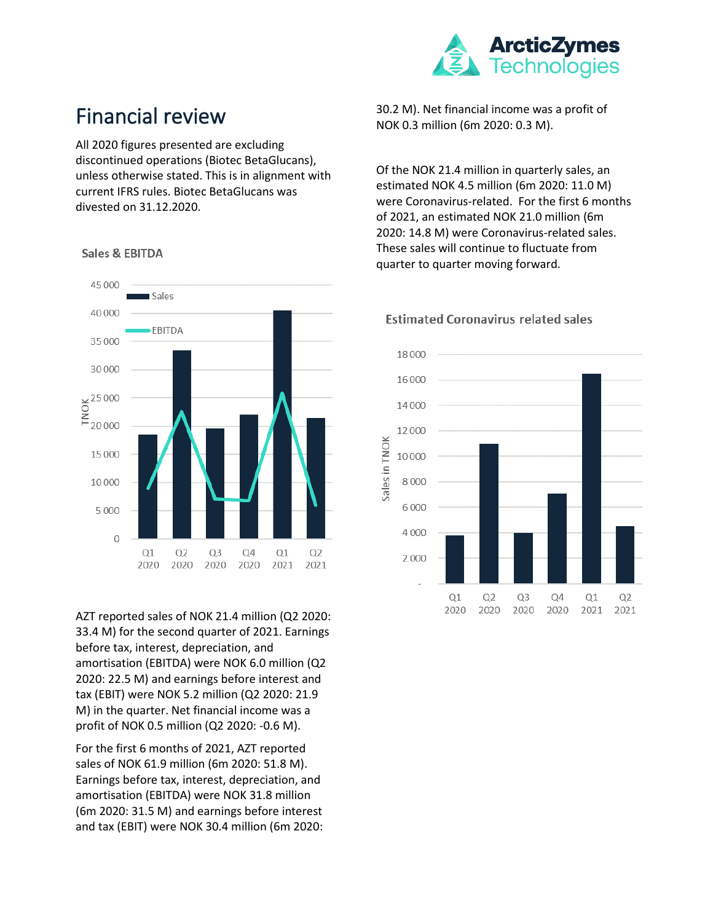# Financial review

All 2020 figures presented are excluding discontinued operations (Biotec BetaGlucans), unless otherwise stated. This is in alignment with current IFRS rules. Biotec BetaGlucans was divested on 31.12.2020.

Sales & EBITDA

AZT reported sales of NOK 21.4 million (Q2 2020: 33.4 M) for the second quarter of 2021. Earnings before tax, interest, depreciation, and amortisation (EBITDA) were NOK 6.0 million (Q2 2020: 22.5 M) and earnings before interest and tax (EBIT) were NOK 5.2 million (Q2 2020: 21.9 M) in the quarter. Net financial income was a profit of NOK 0.5 million (Q2 2020: -0.6 M).

For the first 6 months of 2021, AZT reported sales of NOK 61.9 million (6m 2020: 51.8 M). Earnings before tax, interest, depreciation, and amortisation (EBITDA) were NOK 31.8 million (6m 2020: 31.5 M) and earnings before interest and tax (EBIT) were NOK 30.4 million (6m 2020: 30.2 M). Net financial income was a profit of NOK 0.3 million (6m 2020: 0.3 M).

Of the NOK 21.4 million in quarterly sales, an estimated NOK 4.5 million (6m 2020: 11.0 M) were Coronavirus-related. For the first 6 months of 2021, an estimated NOK 21.0 million (6m 2020: 14.8 M) were Coronavirus-related sales. These sales will continue to fluctuate from quarter to quarter moving forward.

Estimated Coronavirus related sales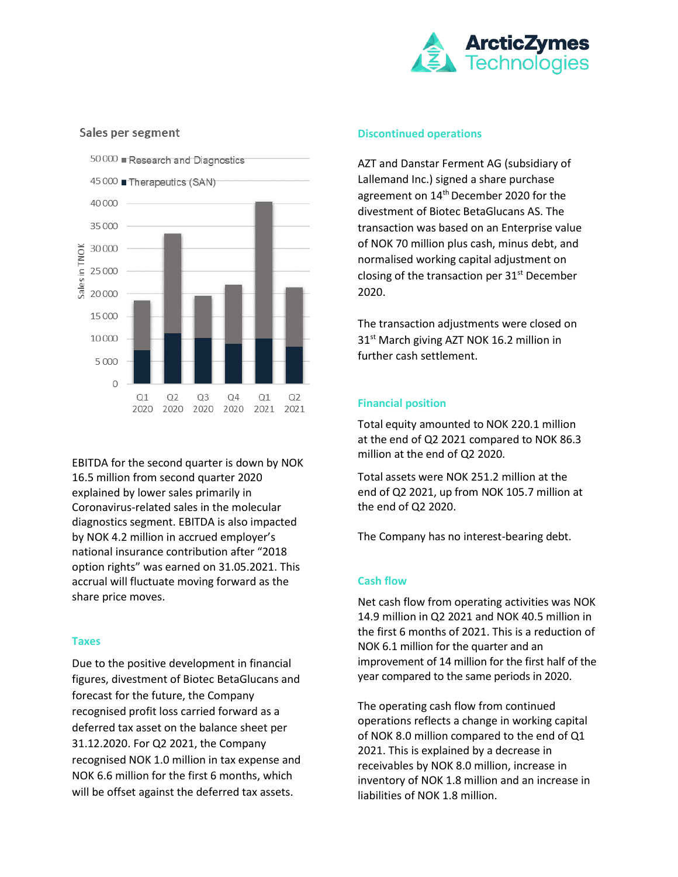## Sales per segment

EBITDA for the second quarter is down by NOK 16.5 million from second quarter 2020 explained by lower sales primarily in Coronavirus-related sales in the molecular diagnostics segment. EBITDA is also impacted by NOK 4.2 million in accrued employer's national insurance contribution after "2018 option rights" was earned on 31.05.2021. This accrual will fluctuate moving forward as the share price moves.

## Taxes

Due to the positive development in financial figures, divestment of Biotec BetaGlucans and forecast for the future, the Company recognised profit loss carried forward as a deferred tax asset on the balance sheet per 31.12.2020. For Q2 2021, the Company recognised NOK 1.0 million in tax expense and NOK 6.6 million for the first 6 months, which will be offset against the deferred tax assets.

## Discontinued operations

AZT and Danstar Ferment AG (subsidiary of Lallemand Inc.) signed a share purchase agreement on 14th December 2020 for the divestment of Biotec BetaGlucans AS. The transaction was based on an Enterprise value of NOK 70 million plus cash, minus debt, and normalised working capital adjustment on closing of the transaction per 31st December 2020.

The transaction adjustments were closed on 31st March giving AZT NOK 16.2 million in further cash settlement.

## Financial position

Total equity amounted to NOK 220.1 million at the end of Q2 2021 compared to NOK 86.3 million at the end of Q2 2020.

Total assets were NOK 251.2 million at the end of Q2 2021, up from NOK 105.7 million at the end of Q2 2020.

The Company has no interest-bearing debt.

## Cash flow

Net cash flow from operating activities was NOK 14.9 million in Q2 2021 and NOK 40.5 million in the first 6 months of 2021. This is a reduction of NOK 6.1 million for the quarter and an improvement of 14 million for the first half of the year compared to the same periods in 2020.

The operating cash flow from continued operations reflects a change in working capital of NOK 8.0 million compared to the end of Q1 2021. This is explained by a decrease in receivables by NOK 8.0 million, increase in inventory of NOK 1.8 million and an increase in liabilities of NOK 1.8 million.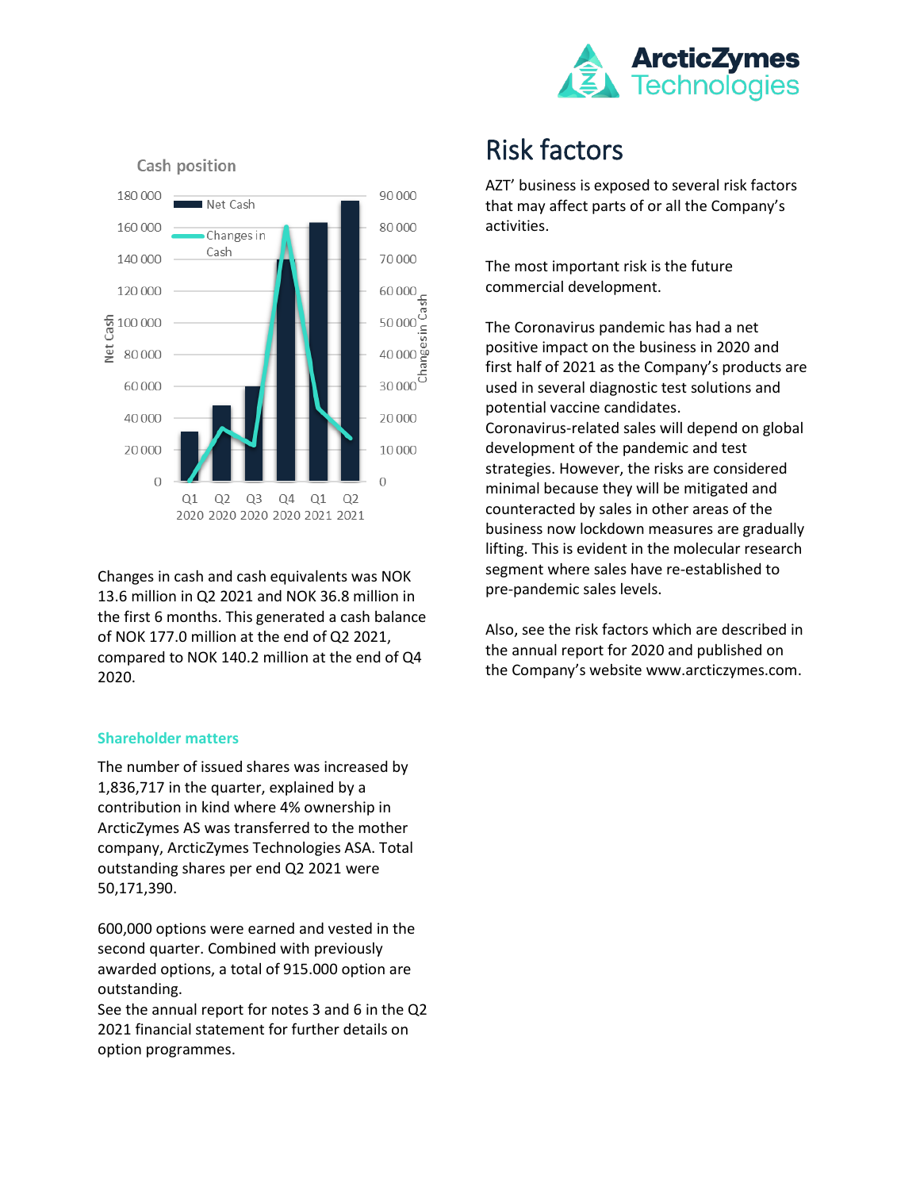Cash position

Changes in cash and cash equivalents was NOK 13.6 million in Q2 2021 and NOK 36.8 million in the first 6 months. This generated a cash balance of NOK 177.0 million at the end of Q2 2021, compared to NOK 140.2 million at the end of Q4 2020.

### Shareholder matters

The number of issued shares was increased by 1,836,717 in the quarter, explained by a contribution in kind where 4% ownership in ArcticZymes AS was transferred to the mother company, ArcticZymes Technologies ASA. Total outstanding shares per end Q2 2021 were 50,171,390.

600,000 options were earned and vested in the second quarter. Combined with previously awarded options, a total of 915.000 option are outstanding.
See the annual report for notes 3 and 6 in the Q2 2021 financial statement for further details on option programmes.

# Risk factors

AZT' business is exposed to several risk factors that may affect parts of or all the Company's activities.

The most important risk is the future commercial development.

The Coronavirus pandemic has had a net positive impact on the business in 2020 and first half of 2021 as the Company's products are used in several diagnostic test solutions and potential vaccine candidates.
Coronavirus-related sales will depend on global development of the pandemic and test strategies. However, the risks are considered minimal because they will be mitigated and counteracted by sales in other areas of the business now lockdown measures are gradually lifting. This is evident in the molecular research segment where sales have re-established to pre-pandemic sales levels.

Also, see the risk factors which are described in the annual report for 2020 and published on the Company's website www.arcticzymes.com.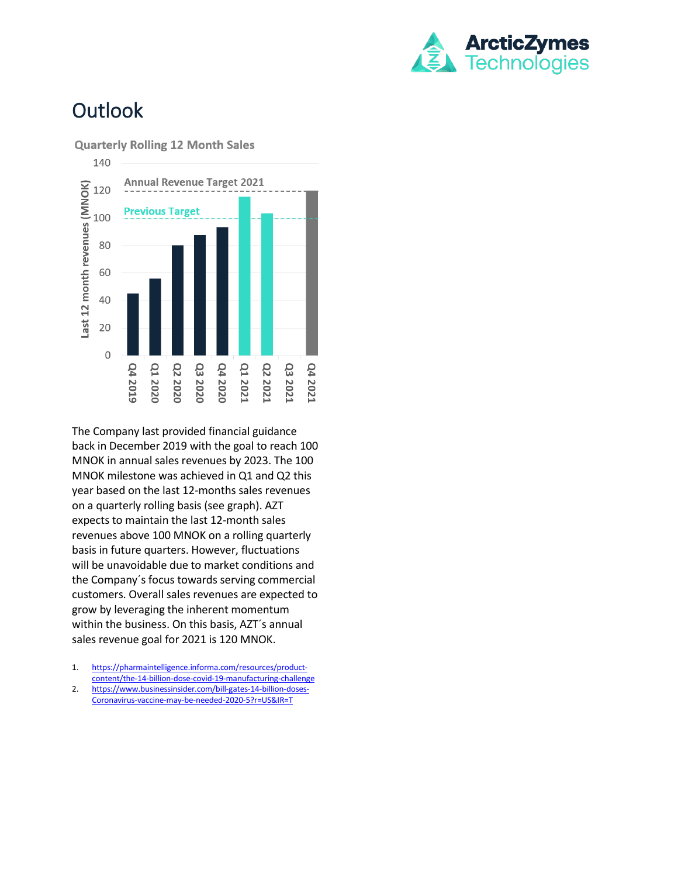# Outlook

**Quarterly Rolling 12 Month Sales**

Annual Revenue Target 2021

Previous Target

Last 12 month revenues (MNOK)

Q4 2019, Q1 2020, Q2 2020, Q3 2020, Q4 2020, Q1 2021, Q2 2021, Q3 2021, Q4 2021

The Company last provided financial guidance back in December 2019 with the goal to reach 100 MNOK in annual sales revenues by 2023. The 100 MNOK milestone was achieved in Q1 and Q2 this year based on the last 12-months sales revenues on a quarterly rolling basis (see graph). AZT expects to maintain the last 12-month sales revenues above 100 MNOK on a rolling quarterly basis in future quarters. However, fluctuations will be unavoidable due to market conditions and the Company´s focus towards serving commercial customers. Overall sales revenues are expected to grow by leveraging the inherent momentum within the business. On this basis, AZT´s annual sales revenue goal for 2021 is 120 MNOK.

1. https://pharmaintelligence.informa.com/resources/product-content/the-14-billion-dose-covid-19-manufacturing-challenge
2. https://www.businessinsider.com/bill-gates-14-billion-doses-Coronavirus-vaccine-may-be-needed-2020-5?r=US&IR=T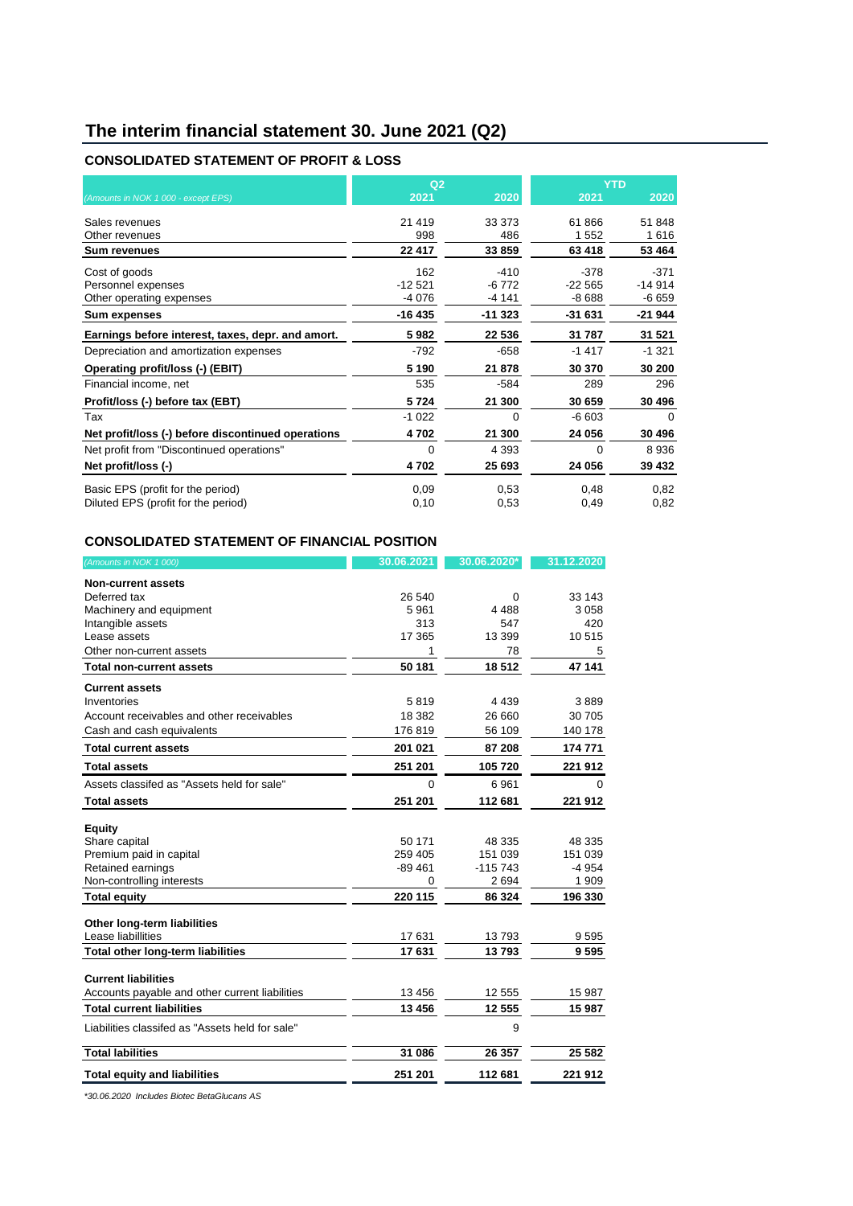# The interim financial statement 30. June 2021 (Q2)

## CONSOLIDATED STATEMENT OF PROFIT & LOSS

| *(Amounts in NOK 1 000 - except EPS)* | Q2 2021 | Q2 2020 | YTD 2021 | YTD 2020 |
|---|---|---|---|---|
| Sales revenues | 21 419 | 33 373 | 61 866 | 51 848 |
| Other revenues | 998 | 486 | 1 552 | 1 616 |
| **Sum revenues** | **22 417** | **33 859** | **63 418** | **53 464** |
| Cost of goods | 162 | -410 | -378 | -371 |
| Personnel expenses | -12 521 | -6 772 | -22 565 | -14 914 |
| Other operating expenses | -4 076 | -4 141 | -8 688 | -6 659 |
| **Sum expenses** | **-16 435** | **-11 323** | **-31 631** | **-21 944** |
| **Earnings before interest, taxes, depr. and amort.** | **5 982** | **22 536** | **31 787** | **31 521** |
| Depreciation and amortization expenses | -792 | -658 | -1 417 | -1 321 |
| **Operating profit/loss (-) (EBIT)** | **5 190** | **21 878** | **30 370** | **30 200** |
| Financial income, net | 535 | -584 | 289 | 296 |
| **Profit/loss (-) before tax (EBT)** | **5 724** | **21 300** | **30 659** | **30 496** |
| Tax | -1 022 | 0 | -6 603 | 0 |
| **Net profit/loss (-) before discontinued operations** | **4 702** | **21 300** | **24 056** | **30 496** |
| Net profit from "Discontinued operations" | 0 | 4 393 | 0 | 8 936 |
| **Net profit/loss (-)** | **4 702** | **25 693** | **24 056** | **39 432** |
| Basic EPS (profit for the period) | 0,09 | 0,53 | 0,48 | 0,82 |
| Diluted EPS (profit for the period) | 0,10 | 0,53 | 0,49 | 0,82 |

## CONSOLIDATED STATEMENT OF FINANCIAL POSITION

| *(Amounts in NOK 1 000)* | 30.06.2021 | 30.06.2020* | 31.12.2020 |
|---|---|---|---|
| **Non-current assets** | | | |
| Deferred tax | 26 540 | 0 | 33 143 |
| Machinery and equipment | 5 961 | 4 488 | 3 058 |
| Intangible assets | 313 | 547 | 420 |
| Lease assets | 17 365 | 13 399 | 10 515 |
| Other non-current assets | 1 | 78 | 5 |
| **Total non-current assets** | **50 181** | **18 512** | **47 141** |
| **Current assets** | | | |
| Inventories | 5 819 | 4 439 | 3 889 |
| Account receivables and other receivables | 18 382 | 26 660 | 30 705 |
| Cash and cash equivalents | 176 819 | 56 109 | 140 178 |
| **Total current assets** | **201 021** | **87 208** | **174 771** |
| **Total assets** | **251 201** | **105 720** | **221 912** |
| Assets classifed as "Assets held for sale" | 0 | 6 961 | 0 |
| **Total assets** | **251 201** | **112 681** | **221 912** |
| **Equity** | | | |
| Share capital | 50 171 | 48 335 | 48 335 |
| Premium paid in capital | 259 405 | 151 039 | 151 039 |
| Retained earnings | -89 461 | -115 743 | -4 954 |
| Non-controlling interests | 0 | 2 694 | 1 909 |
| **Total equity** | **220 115** | **86 324** | **196 330** |
| **Other long-term liabilities** | | | |
| Lease liabillities | 17 631 | 13 793 | 9 595 |
| **Total other long-term liabilities** | **17 631** | **13 793** | **9 595** |
| **Current liabilities** | | | |
| Accounts payable and other current liabilities | 13 456 | 12 555 | 15 987 |
| **Total current liabilities** | **13 456** | **12 555** | **15 987** |
| Liabilities classifed as "Assets held for sale" | | 9 | |
| **Total labilities** | **31 086** | **26 357** | **25 582** |
| **Total equity and liabilities** | **251 201** | **112 681** | **221 912** |

*\*30.06.2020 Includes Biotec BetaGlucans AS*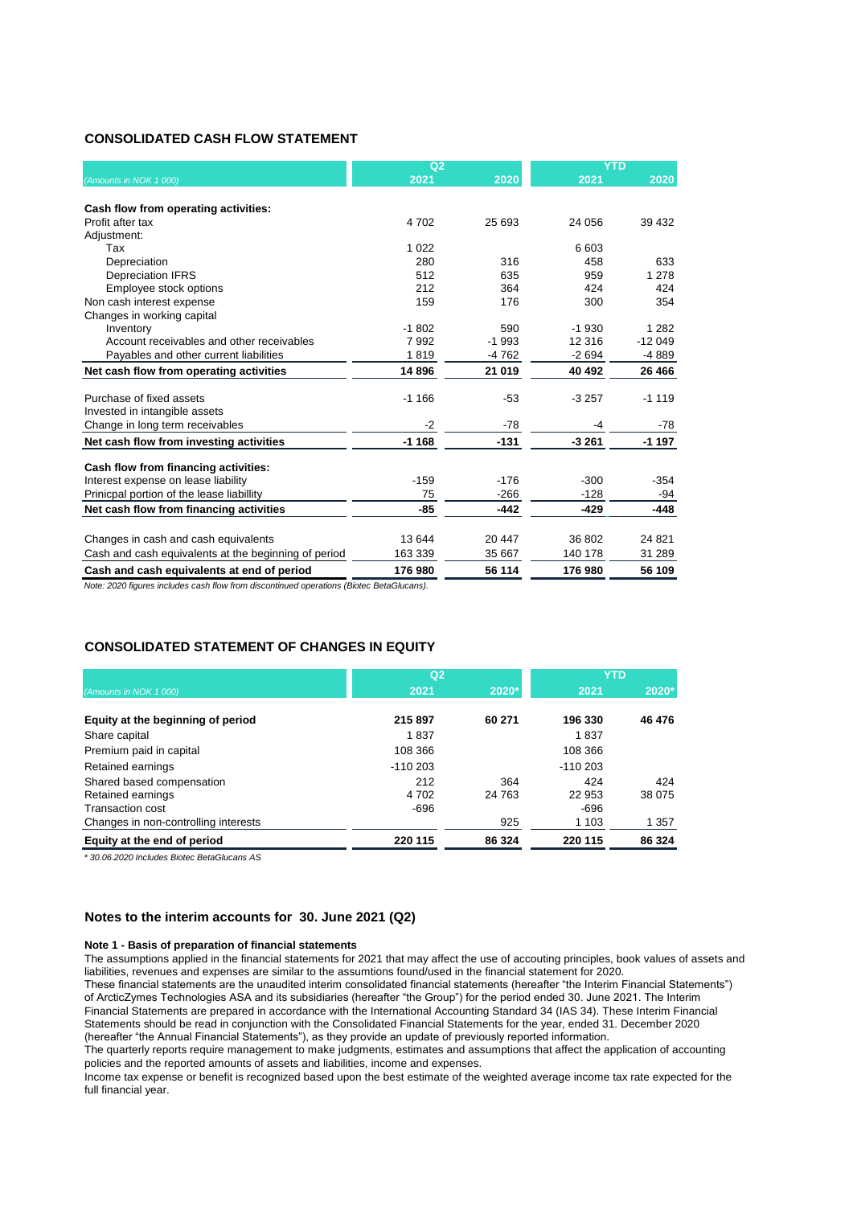## CONSOLIDATED CASH FLOW STATEMENT

| | Q2 | | YTD | |
|---|---|---|---|---|
| *(Amounts in NOK 1 000)* | 2021 | 2020 | 2021 | 2020 |
| **Cash flow from operating activities:** | | | | |
| Profit after tax | 4 702 | 25 693 | 24 056 | 39 432 |
| Adjustment: | | | | |
| Tax | 1 022 | | 6 603 | |
| Depreciation | 280 | 316 | 458 | 633 |
| Depreciation IFRS | 512 | 635 | 959 | 1 278 |
| Employee stock options | 212 | 364 | 424 | 424 |
| Non cash interest expense | 159 | 176 | 300 | 354 |
| Changes in working capital | | | | |
| Inventory | -1 802 | 590 | -1 930 | 1 282 |
| Account receivables and other receivables | 7 992 | -1 993 | 12 316 | -12 049 |
| Payables and other current liabilities | 1 819 | -4 762 | -2 694 | -4 889 |
| **Net cash flow from operating activities** | **14 896** | **21 019** | **40 492** | **26 466** |
| Purchase of fixed assets | -1 166 | -53 | -3 257 | -1 119 |
| Invested in intangible assets | | | | |
| Change in long term receivables | -2 | -78 | -4 | -78 |
| **Net cash flow from investing activities** | **-1 168** | **-131** | **-3 261** | **-1 197** |
| **Cash flow from financing activities:** | | | | |
| Interest expense on lease liability | -159 | -176 | -300 | -354 |
| Prinicpal portion of the lease liability | 75 | -266 | -128 | -94 |
| **Net cash flow from financing activities** | **-85** | **-442** | **-429** | **-448** |
| Changes in cash and cash equivalents | 13 644 | 20 447 | 36 802 | 24 821 |
| Cash and cash equivalents at the beginning of period | 163 339 | 35 667 | 140 178 | 31 289 |
| **Cash and cash equivalents at end of period** | **176 980** | **56 114** | **176 980** | **56 109** |

*Note: 2020 figures includes cash flow from discontinued operations (Biotec BetaGlucans).*

## CONSOLIDATED STATEMENT OF CHANGES IN EQUITY

| | Q2 | | YTD | |
|---|---|---|---|---|
| *(Amounts in NOK 1 000)* | 2021 | 2020* | 2021 | 2020* |
| **Equity at the beginning of period** | **215 897** | **60 271** | **196 330** | **46 476** |
| Share capital | 1 837 | | 1 837 | |
| Premium paid in capital | 108 366 | | 108 366 | |
| Retained earnings | -110 203 | | -110 203 | |
| Shared based compensation | 212 | 364 | 424 | 424 |
| Retained earnings | 4 702 | 24 763 | 22 953 | 38 075 |
| Transaction cost | -696 | | -696 | |
| Changes in non-controlling interests | | 925 | 1 103 | 1 357 |
| **Equity at the end of period** | **220 115** | **86 324** | **220 115** | **86 324** |

*\* 30.06.2020 Includes Biotec BetaGlucans AS*

## Notes to the interim accounts for 30. June 2021 (Q2)

**Note 1 - Basis of preparation of financial statements**

The assumptions applied in the financial statements for 2021 that may affect the use of accouting principles, book values of assets and liabilities, revenues and expenses are similar to the assumtions found/used in the financial statement for 2020.

These financial statements are the unaudited interim consolidated financial statements (hereafter "the Interim Financial Statements") of ArcticZymes Technologies ASA and its subsidiaries (hereafter "the Group") for the period ended 30. June 2021. The Interim Financial Statements are prepared in accordance with the International Accounting Standard 34 (IAS 34). These Interim Financial Statements should be read in conjunction with the Consolidated Financial Statements for the year, ended 31. December 2020 (hereafter "the Annual Financial Statements"), as they provide an update of previously reported information.

The quarterly reports require management to make judgments, estimates and assumptions that affect the application of accounting policies and the reported amounts of assets and liabilities, income and expenses.

Income tax expense or benefit is recognized based upon the best estimate of the weighted average income tax rate expected for the full financial year.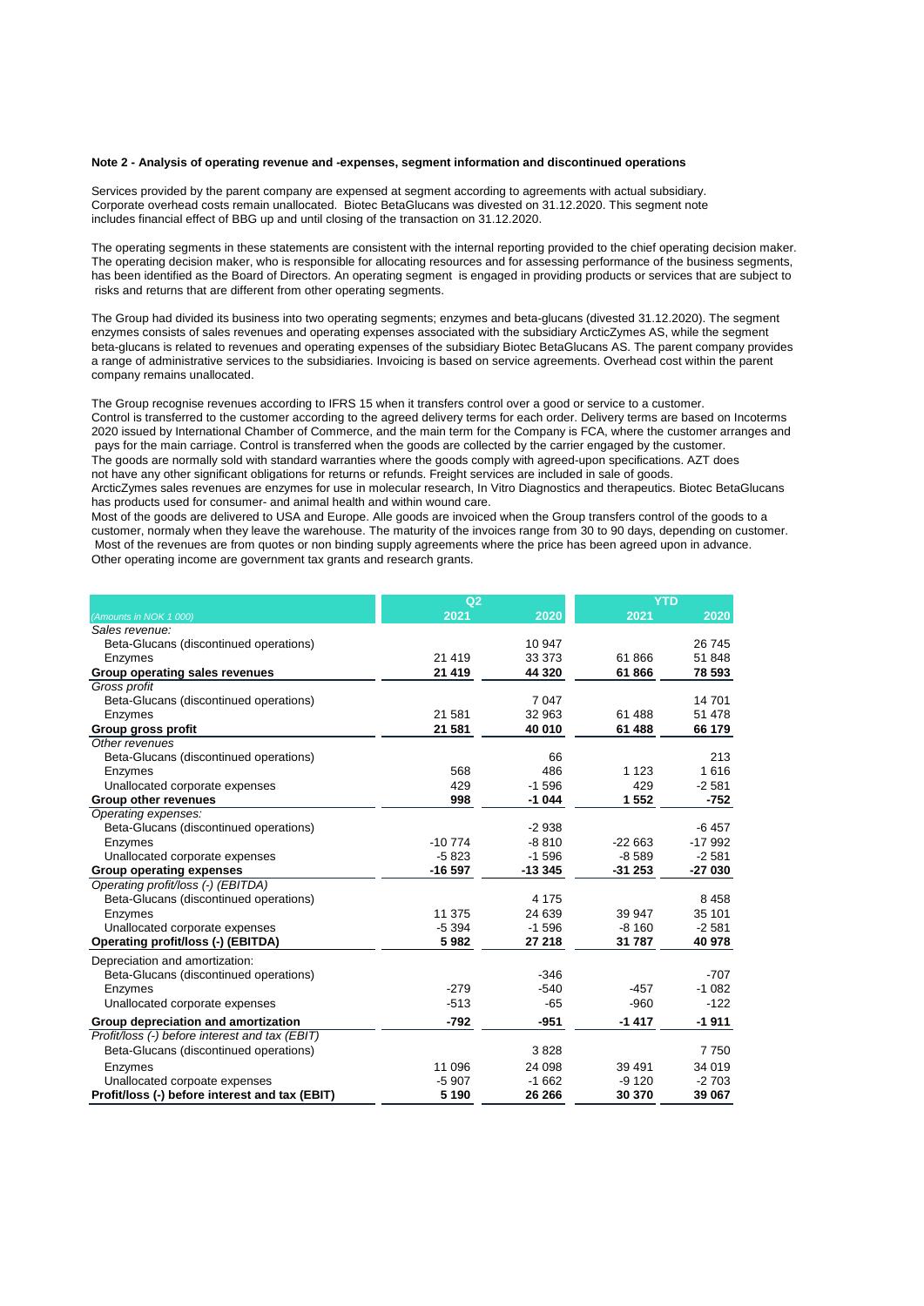**Note 2 - Analysis of operating revenue and -expenses, segment information and discontinued operations**

Services provided by the parent company are expensed at segment according to agreements with actual subsidiary. Corporate overhead costs remain unallocated. Biotec BetaGlucans was divested on 31.12.2020. This segment note includes financial effect of BBG up and until closing of the transaction on 31.12.2020.

The operating segments in these statements are consistent with the internal reporting provided to the chief operating decision maker. The operating decision maker, who is responsible for allocating resources and for assessing performance of the business segments, has been identified as the Board of Directors. An operating segment is engaged in providing products or services that are subject to risks and returns that are different from other operating segments.

The Group had divided its business into two operating segments; enzymes and beta-glucans (divested 31.12.2020). The segment enzymes consists of sales revenues and operating expenses associated with the subsidiary ArcticZymes AS, while the segment beta-glucans is related to revenues and operating expenses of the subsidiary Biotec BetaGlucans AS. The parent company provides a range of administrative services to the subsidiaries. Invoicing is based on service agreements. Overhead cost within the parent company remains unallocated.

The Group recognise revenues according to IFRS 15 when it transfers control over a good or service to a customer. Control is transferred to the customer according to the agreed delivery terms for each order. Delivery terms are based on Incoterms 2020 issued by International Chamber of Commerce, and the main term for the Company is FCA, where the customer arranges and pays for the main carriage. Control is transferred when the goods are collected by the carrier engaged by the customer. The goods are normally sold with standard warranties where the goods comply with agreed-upon specifications. AZT does not have any other significant obligations for returns or refunds. Freight services are included in sale of goods. ArcticZymes sales revenues are enzymes for use in molecular research, In Vitro Diagnostics and therapeutics. Biotec BetaGlucans has products used for consumer- and animal health and within wound care.
Most of the goods are delivered to USA and Europe. Alle goods are invoiced when the Group transfers control of the goods to a customer, normaly when they leave the warehouse. The maturity of the invoices range from 30 to 90 days, depending on customer. Most of the revenues are from quotes or non binding supply agreements where the price has been agreed upon in advance. Other operating income are government tax grants and research grants.

| | Q2 | | YTD | |
|---|---|---|---|---|
| *(Amounts in NOK 1 000)* | 2021 | 2020 | 2021 | 2020 |
| *Sales revenue:* | | | | |
| Beta-Glucans (discontinued operations) | | 10 947 | | 26 745 |
| Enzymes | 21 419 | 33 373 | 61 866 | 51 848 |
| **Group operating sales revenues** | **21 419** | **44 320** | **61 866** | **78 593** |
| *Gross profit* | | | | |
| Beta-Glucans (discontinued operations) | | 7 047 | | 14 701 |
| Enzymes | 21 581 | 32 963 | 61 488 | 51 478 |
| **Group gross profit** | **21 581** | **40 010** | **61 488** | **66 179** |
| *Other revenues* | | | | |
| Beta-Glucans (discontinued operations) | | 66 | | 213 |
| Enzymes | 568 | 486 | 1 123 | 1 616 |
| Unallocated corporate expenses | 429 | -1 596 | 429 | -2 581 |
| **Group other revenues** | **998** | **-1 044** | **1 552** | **-752** |
| *Operating expenses:* | | | | |
| Beta-Glucans (discontinued operations) | | -2 938 | | -6 457 |
| Enzymes | -10 774 | -8 810 | -22 663 | -17 992 |
| Unallocated corporate expenses | -5 823 | -1 596 | -8 589 | -2 581 |
| **Group operating expenses** | **-16 597** | **-13 345** | **-31 253** | **-27 030** |
| *Operating profit/loss (-) (EBITDA)* | | | | |
| Beta-Glucans (discontinued operations) | | 4 175 | | 8 458 |
| Enzymes | 11 375 | 24 639 | 39 947 | 35 101 |
| Unallocated corporate expenses | -5 394 | -1 596 | -8 160 | -2 581 |
| **Operating profit/loss (-) (EBITDA)** | **5 982** | **27 218** | **31 787** | **40 978** |
| Depreciation and amortization: | | | | |
| Beta-Glucans (discontinued operations) | | -346 | | -707 |
| Enzymes | -279 | -540 | -457 | -1 082 |
| Unallocated corporate expenses | -513 | -65 | -960 | -122 |
| **Group depreciation and amortization** | **-792** | **-951** | **-1 417** | **-1 911** |
| *Profit/loss (-) before interest and tax (EBIT)* | | | | |
| Beta-Glucans (discontinued operations) | | 3 828 | | 7 750 |
| Enzymes | 11 096 | 24 098 | 39 491 | 34 019 |
| Unallocated corpoate expenses | -5 907 | -1 662 | -9 120 | -2 703 |
| **Profit/loss (-) before interest and tax (EBIT)** | **5 190** | **26 266** | **30 370** | **39 067** |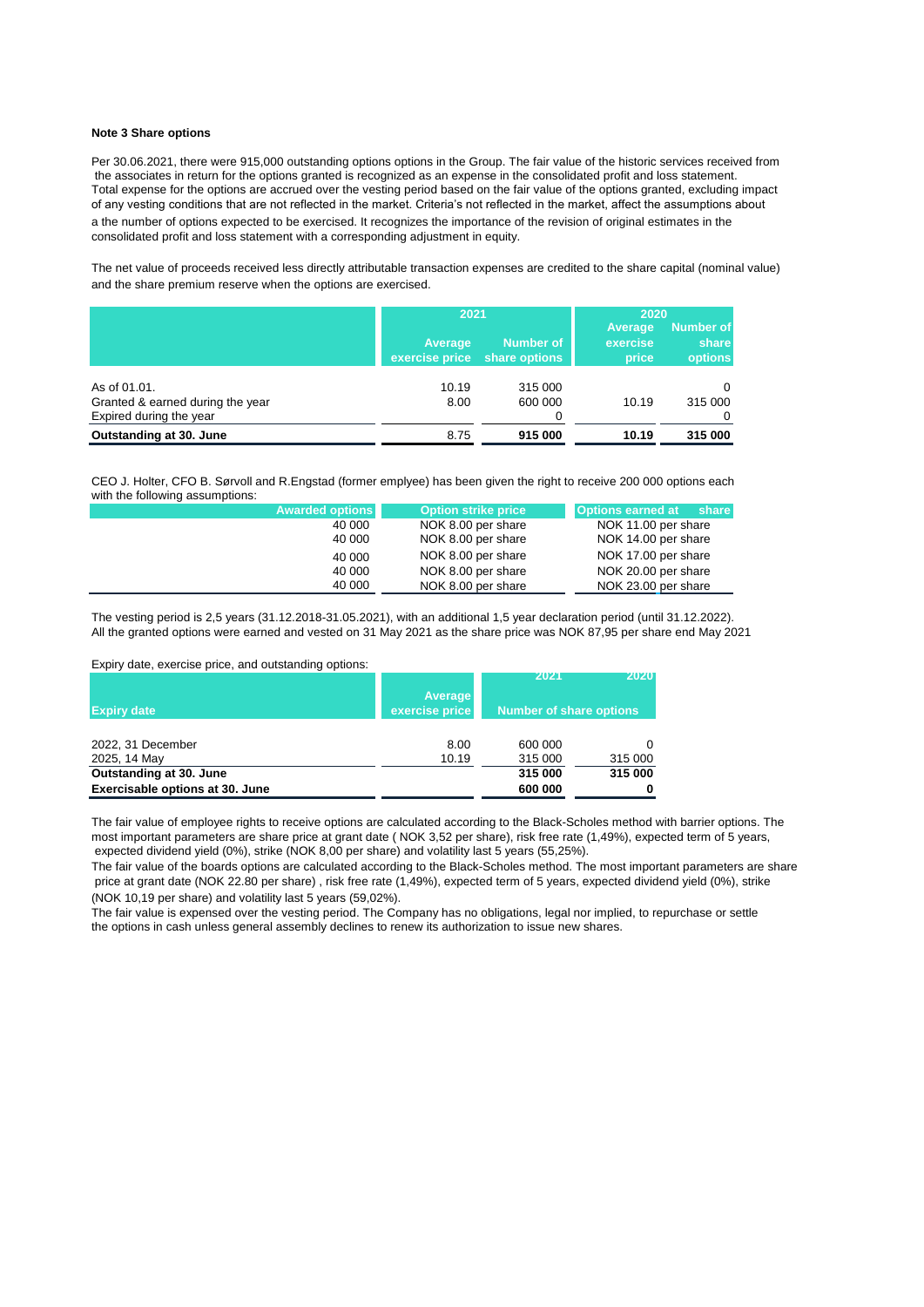**Note 3 Share options**

Per 30.06.2021, there were 915,000 outstanding options options in the Group. The fair value of the historic services received from the associates in return for the options granted is recognized as an expense in the consolidated profit and loss statement. Total expense for the options are accrued over the vesting period based on the fair value of the options granted, excluding impact of any vesting conditions that are not reflected in the market. Criteria's not reflected in the market, affect the assumptions about a the number of options expected to be exercised. It recognizes the importance of the revision of original estimates in the consolidated profit and loss statement with a corresponding adjustment in equity.

The net value of proceeds received less directly attributable transaction expenses are credited to the share capital (nominal value) and the share premium reserve when the options are exercised.

| | 2021 | | 2020 | |
|---|---|---|---|---|
| | Average exercise price | Number of share options | Average exercise price | Number of share options |
| As of 01.01. | 10.19 | 315 000 | | 0 |
| Granted & earned during the year | 8.00 | 600 000 | 10.19 | 315 000 |
| Expired during the year | | 0 | | 0 |
| **Outstanding at 30. June** | 8.75 | **915 000** | **10.19** | **315 000** |

CEO J. Holter, CFO B. Sørvoll and R.Engstad (former emplyee) has been given the right to receive 200 000 options each with the following assumptions:

| Awarded options | Option strike price | Options earned at share |
|---|---|---|
| 40 000 | NOK 8.00 per share | NOK 11.00 per share |
| 40 000 | NOK 8.00 per share | NOK 14.00 per share |
| 40 000 | NOK 8.00 per share | NOK 17.00 per share |
| 40 000 | NOK 8.00 per share | NOK 20.00 per share |
| 40 000 | NOK 8.00 per share | NOK 23.00 per share |

The vesting period is 2,5 years (31.12.2018-31.05.2021), with an additional 1,5 year declaration period (until 31.12.2022). All the granted options were earned and vested on 31 May 2021 as the share price was NOK 87,95 per share end May 2021

Expiry date, exercise price, and outstanding options:

| | | 2021 | 2020 |
|---|---|---|---|
| Expiry date | Average exercise price | Number of share options | |
| 2022, 31 December | 8.00 | 600 000 | 0 |
| 2025, 14 May | 10.19 | 315 000 | 315 000 |
| **Outstanding at 30. June** | | **315 000** | **315 000** |
| **Exercisable options at 30. June** | | **600 000** | **0** |

The fair value of employee rights to receive options are calculated according to the Black-Scholes method with barrier options. The most important parameters are share price at grant date ( NOK 3,52 per share), risk free rate (1,49%), expected term of 5 years, expected dividend yield (0%), strike (NOK 8,00 per share) and volatility last 5 years (55,25%).
The fair value of the boards options are calculated according to the Black-Scholes method. The most important parameters are share price at grant date (NOK 22.80 per share) , risk free rate (1,49%), expected term of 5 years, expected dividend yield (0%), strike (NOK 10,19 per share) and volatility last 5 years (59,02%).
The fair value is expensed over the vesting period. The Company has no obligations, legal nor implied, to repurchase or settle the options in cash unless general assembly declines to renew its authorization to issue new shares.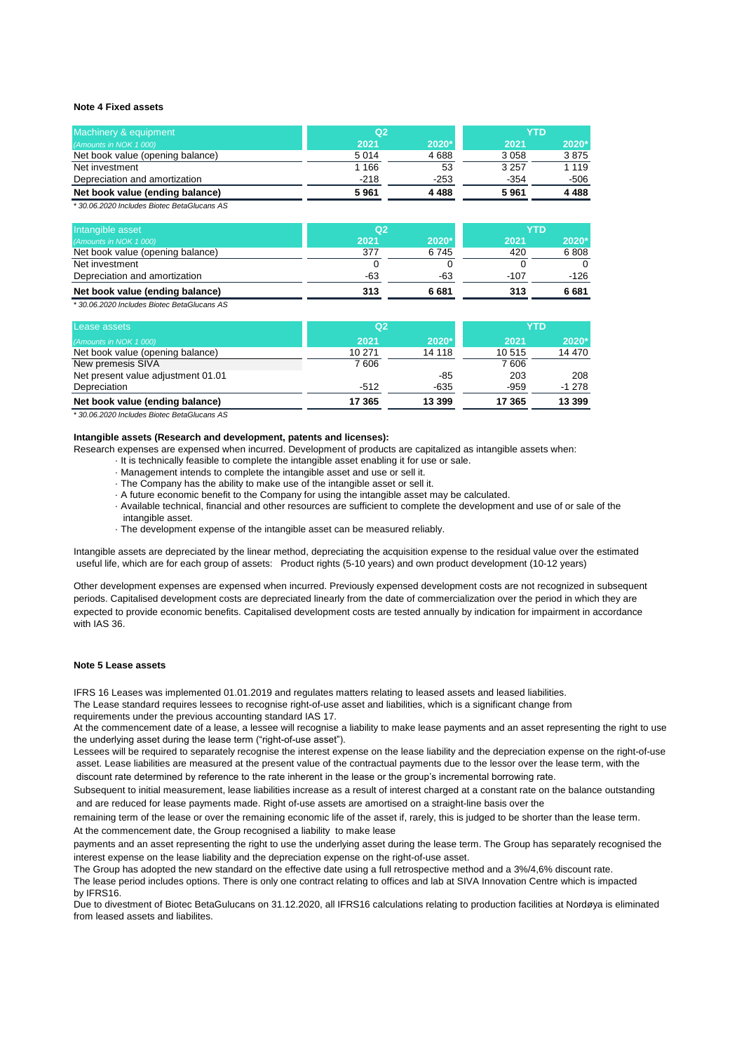**Note 4 Fixed assets**

| Machinery & equipment | Q2 | | YTD | |
|---|---|---|---|---|
| *(Amounts in NOK 1 000)* | 2021 | 2020* | 2021 | 2020* |
| Net book value (opening balance) | 5 014 | 4 688 | 3 058 | 3 875 |
| Net investment | 1 166 | 53 | 3 257 | 1 119 |
| Depreciation and amortization | -218 | -253 | -354 | -506 |
| **Net book value (ending balance)** | **5 961** | **4 488** | **5 961** | **4 488** |

*\* 30.06.2020 Includes Biotec BetaGlucans AS*

| Intangible asset | Q2 | | YTD | |
|---|---|---|---|---|
| *(Amounts in NOK 1 000)* | 2021 | 2020* | 2021 | 2020* |
| Net book value (opening balance) | 377 | 6 745 | 420 | 6 808 |
| Net investment | 0 | 0 | 0 | 0 |
| Depreciation and amortization | -63 | -63 | -107 | -126 |
| **Net book value (ending balance)** | **313** | **6 681** | **313** | **6 681** |

*\* 30.06.2020 Includes Biotec BetaGlucans AS*

| Lease assets | Q2 | | YTD | |
|---|---|---|---|---|
| *(Amounts in NOK 1 000)* | 2021 | 2020* | 2021 | 2020* |
| Net book value (opening balance) | 10 271 | 14 118 | 10 515 | 14 470 |
| New premesis SIVA | 7 606 | | 7 606 | |
| Net present value adjustment 01.01 | | -85 | 203 | 208 |
| Depreciation | -512 | -635 | -959 | -1 278 |
| **Net book value (ending balance)** | **17 365** | **13 399** | **17 365** | **13 399** |

*\* 30.06.2020 Includes Biotec BetaGlucans AS*

**Intangible assets (Research and development, patents and licenses):**

Research expenses are expensed when incurred. Development of products are capitalized as intangible assets when:

- It is technically feasible to complete the intangible asset enabling it for use or sale.
- Management intends to complete the intangible asset and use or sell it.
- The Company has the ability to make use of the intangible asset or sell it.
- A future economic benefit to the Company for using the intangible asset may be calculated.
- Available technical, financial and other resources are sufficient to complete the development and use of or sale of the intangible asset.
- The development expense of the intangible asset can be measured reliably.

Intangible assets are depreciated by the linear method, depreciating the acquisition expense to the residual value over the estimated useful life, which are for each group of assets: Product rights (5-10 years) and own product development (10-12 years)

Other development expenses are expensed when incurred. Previously expensed development costs are not recognized in subsequent periods. Capitalised development costs are depreciated linearly from the date of commercialization over the period in which they are expected to provide economic benefits. Capitalised development costs are tested annually by indication for impairment in accordance with IAS 36.

**Note 5 Lease assets**

IFRS 16 Leases was implemented 01.01.2019 and regulates matters relating to leased assets and leased liabilities.
The Lease standard requires lessees to recognise right-of-use asset and liabilities, which is a significant change from requirements under the previous accounting standard IAS 17.
At the commencement date of a lease, a lessee will recognise a liability to make lease payments and an asset representing the right to use the underlying asset during the lease term ("right-of-use asset").
Lessees will be required to separately recognise the interest expense on the lease liability and the depreciation expense on the right-of-use asset. Lease liabilities are measured at the present value of the contractual payments due to the lessor over the lease term, with the discount rate determined by reference to the rate inherent in the lease or the group's incremental borrowing rate.
Subsequent to initial measurement, lease liabilities increase as a result of interest charged at a constant rate on the balance outstanding and are reduced for lease payments made. Right of-use assets are amortised on a straight-line basis over the remaining term of the lease or over the remaining economic life of the asset if, rarely, this is judged to be shorter than the lease term.
At the commencement date, the Group recognised a liability to make lease payments and an asset representing the right to use the underlying asset during the lease term. The Group has separately recognised the interest expense on the lease liability and the depreciation expense on the right-of-use asset.
The Group has adopted the new standard on the effective date using a full retrospective method and a 3%/4,6% discount rate.
The lease period includes options. There is only one contract relating to offices and lab at SIVA Innovation Centre which is impacted by IFRS16.
Due to divestment of Biotec BetaGulucans on 31.12.2020, all IFRS16 calculations relating to production facilities at Nordøya is eliminated from leased assets and liabilites.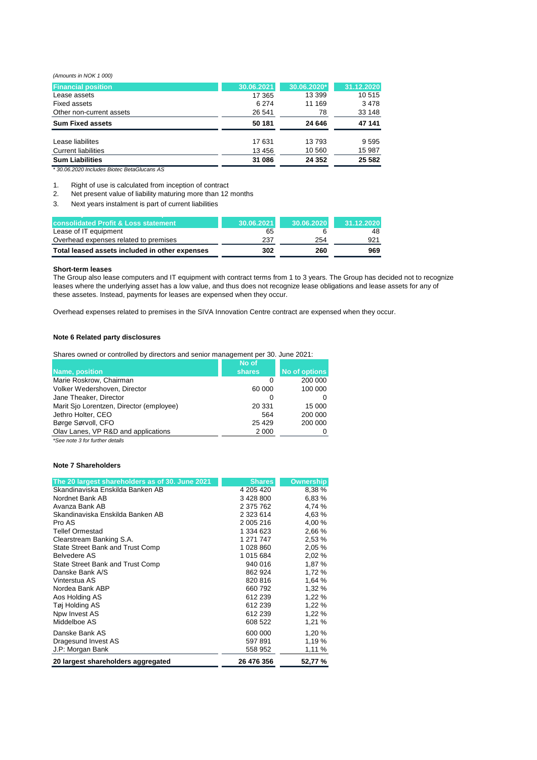*(Amounts in NOK 1 000)*

| Financial position | 30.06.2021 | 30.06.2020* | 31.12.2020 |
|---|---|---|---|
| Lease assets | 17 365 | 13 399 | 10 515 |
| Fixed assets | 6 274 | 11 169 | 3 478 |
| Other non-current assets | 26 541 | 78 | 33 148 |
| **Sum Fixed assets** | **50 181** | **24 646** | **47 141** |
| | | | |
| Lease liabilites | 17 631 | 13 793 | 9 595 |
| Current liabilities | 13 456 | 10 560 | 15 987 |
| **Sum Liabilities** | **31 086** | **24 352** | **25 582** |

*\* 30.06.2020 Includes Biotec BetaGlucans AS*

1. Right of use is calculated from inception of contract
2. Net present value of liability maturing more than 12 months
3. Next years instalment is part of current liabilities

| consolidated Profit & Loss statement | 30.06.2021 | 30.06.2020 | 31.12.2020 |
|---|---|---|---|
| Lease of IT equipment | 65 | 6 | 48 |
| Overhead expenses related to premises | 237 | 254 | 921 |
| **Total leased assets included in other expenses** | **302** | **260** | **969** |

**Short-term leases**

The Group also lease computers and IT equipment with contract terms from 1 to 3 years. The Group has decided not to recognize leases where the underlying asset has a low value, and thus does not recognize lease obligations and lease assets for any of these assetes. Instead, payments for leases are expensed when they occur.

Overhead expenses related to premises in the SIVA Innovation Centre contract are expensed when they occur.

#### Note 6 Related party disclosures

Shares owned or controlled by directors and senior management per 30. June 2021:

| Name, position | No of shares | No of options |
|---|---|---|
| Marie Roskrow, Chairman | 0 | 200 000 |
| Volker Wedershoven, Director | 60 000 | 100 000 |
| Jane Theaker, Director | 0 | 0 |
| Marit Sjo Lorentzen, Director (employee) | 20 331 | 15 000 |
| Jethro Holter, CEO | 564 | 200 000 |
| Børge Sørvoll, CFO | 25 429 | 200 000 |
| Olav Lanes, VP R&D and applications | 2 000 | 0 |

*\*See note 3 for further details*

#### Note 7 Shareholders

| The 20 largest shareholders as of 30. June 2021 | Shares | Ownership |
|---|---|---|
| Skandinaviska Enskilda Banken AB | 4 205 420 | 8,38 % |
| Nordnet Bank AB | 3 428 800 | 6,83 % |
| Avanza Bank AB | 2 375 762 | 4,74 % |
| Skandinaviska Enskilda Banken AB | 2 323 614 | 4,63 % |
| Pro AS | 2 005 216 | 4,00 % |
| Tellef Ormestad | 1 334 623 | 2,66 % |
| Clearstream Banking S.A. | 1 271 747 | 2,53 % |
| State Street Bank and Trust Comp | 1 028 860 | 2,05 % |
| Belvedere AS | 1 015 684 | 2,02 % |
| State Street Bank and Trust Comp | 940 016 | 1,87 % |
| Danske Bank A/S | 862 924 | 1,72 % |
| Vinterstua AS | 820 816 | 1,64 % |
| Nordea Bank ABP | 660 792 | 1,32 % |
| Aos Holding AS | 612 239 | 1,22 % |
| Tøj Holding AS | 612 239 | 1,22 % |
| Npw Invest AS | 612 239 | 1,22 % |
| Middelboe AS | 608 522 | 1,21 % |
| Danske Bank AS | 600 000 | 1,20 % |
| Dragesund Invest AS | 597 891 | 1,19 % |
| J.P: Morgan Bank | 558 952 | 1,11 % |
| **20 largest shareholders aggregated** | **26 476 356** | **52,77 %** |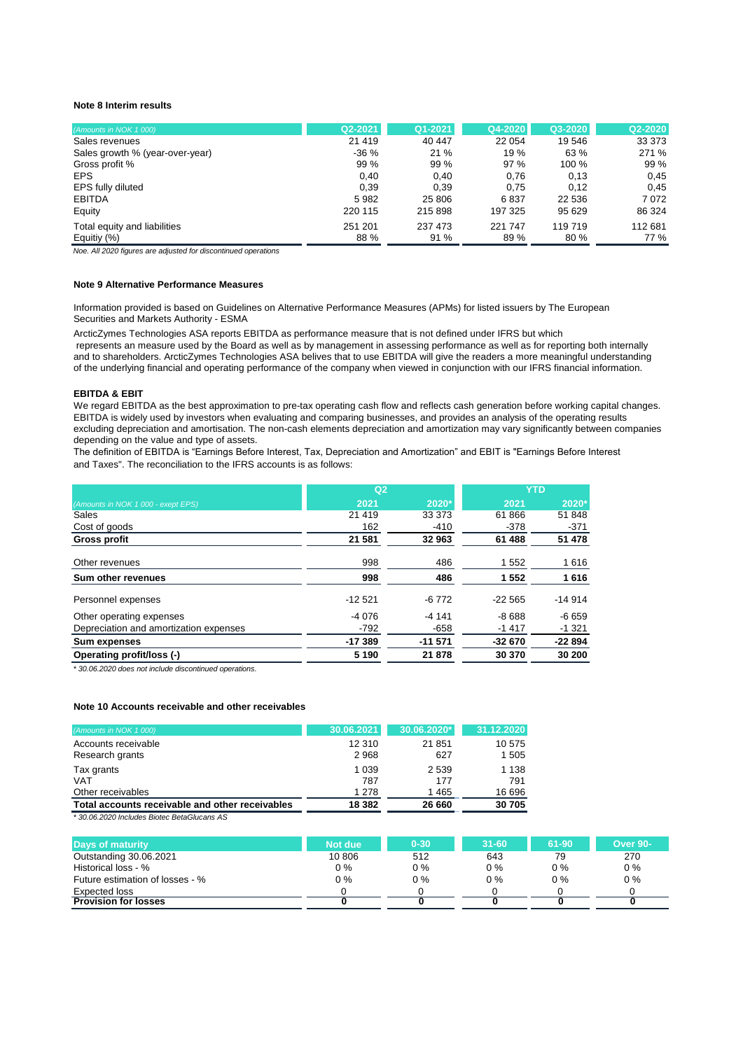**Note 8 Interim results**

| (Amounts in NOK 1 000) | Q2-2021 | Q1-2021 | Q4-2020 | Q3-2020 | Q2-2020 |
|---|---|---|---|---|---|
| Sales revenues | 21 419 | 40 447 | 22 054 | 19 546 | 33 373 |
| Sales growth % (year-over-year) | -36 % | 21 % | 19 % | 63 % | 271 % |
| Gross profit % | 99 % | 99 % | 97 % | 100 % | 99 % |
| EPS | 0,40 | 0,40 | 0,76 | 0,13 | 0,45 |
| EPS fully diluted | 0,39 | 0,39 | 0,75 | 0,12 | 0,45 |
| EBITDA | 5 982 | 25 806 | 6 837 | 22 536 | 7 072 |
| Equity | 220 115 | 215 898 | 197 325 | 95 629 | 86 324 |
| Total equity and liabilities | 251 201 | 237 473 | 221 747 | 119 719 | 112 681 |
| Equitiy (%) | 88 % | 91 % | 89 % | 80 % | 77 % |

*Noe. All 2020 figures are adjusted for discontinued operations*

**Note 9 Alternative Performance Measures**

Information provided is based on Guidelines on Alternative Performance Measures (APMs) for listed issuers by The European Securities and Markets Authority - ESMA

ArcticZymes Technologies ASA reports EBITDA as performance measure that is not defined under IFRS but which represents an measure used by the Board as well as by management in assessing performance as well as for reporting both internally and to shareholders. ArcticZymes Technologies ASA belives that to use EBITDA will give the readers a more meaningful understanding of the underlying financial and operating performance of the company when viewed in conjunction with our IFRS financial information.

**EBITDA & EBIT**

We regard EBITDA as the best approximation to pre-tax operating cash flow and reflects cash generation before working capital changes. EBITDA is widely used by investors when evaluating and comparing businesses, and provides an analysis of the operating results excluding depreciation and amortisation. The non-cash elements depreciation and amortization may vary significantly between companies depending on the value and type of assets.

The definition of EBITDA is "Earnings Before Interest, Tax, Depreciation and Amortization" and EBIT is "Earnings Before Interest and Taxes". The reconciliation to the IFRS accounts is as follows:

| | Q2 | | YTD | |
|---|---|---|---|---|
| (Amounts in NOK 1 000 - exept EPS) | 2021 | 2020* | 2021 | 2020* |
| Sales | 21 419 | 33 373 | 61 866 | 51 848 |
| Cost of goods | 162 | -410 | -378 | -371 |
| **Gross profit** | **21 581** | **32 963** | **61 488** | **51 478** |
| Other revenues | 998 | 486 | 1 552 | 1 616 |
| **Sum other revenues** | **998** | **486** | **1 552** | **1 616** |
| Personnel expenses | -12 521 | -6 772 | -22 565 | -14 914 |
| Other operating expenses | -4 076 | -4 141 | -8 688 | -6 659 |
| Depreciation and amortization expenses | -792 | -658 | -1 417 | -1 321 |
| **Sum expenses** | **-17 389** | **-11 571** | **-32 670** | **-22 894** |
| **Operating profit/loss (-)** | **5 190** | **21 878** | **30 370** | **30 200** |

*\* 30.06.2020 does not include discontinued operations.*

**Note 10 Accounts receivable and other receivables**

| (Amounts in NOK 1 000) | 30.06.2021 | 30.06.2020* | 31.12.2020 |
|---|---|---|---|
| Accounts receivable | 12 310 | 21 851 | 10 575 |
| Research grants | 2 968 | 627 | 1 505 |
| Tax grants | 1 039 | 2 539 | 1 138 |
| VAT | 787 | 177 | 791 |
| Other receivables | 1 278 | 1 465 | 16 696 |
| **Total accounts receivable and other receivables** | **18 382** | **26 660** | **30 705** |

*\* 30.06.2020 Includes Biotec BetaGlucans AS*

| Days of maturity | Not due | 0-30 | 31-60 | 61-90 | Over 90- |
|---|---|---|---|---|---|
| Outstanding 30.06.2021 | 10 806 | 512 | 643 | 79 | 270 |
| Historical loss - % | 0 % | 0 % | 0 % | 0 % | 0 % |
| Future estimation of losses - % | 0 % | 0 % | 0 % | 0 % | 0 % |
| Expected loss | 0 | 0 | 0 | 0 | 0 |
| **Provision for losses** | **0** | **0** | **0** | **0** | **0** |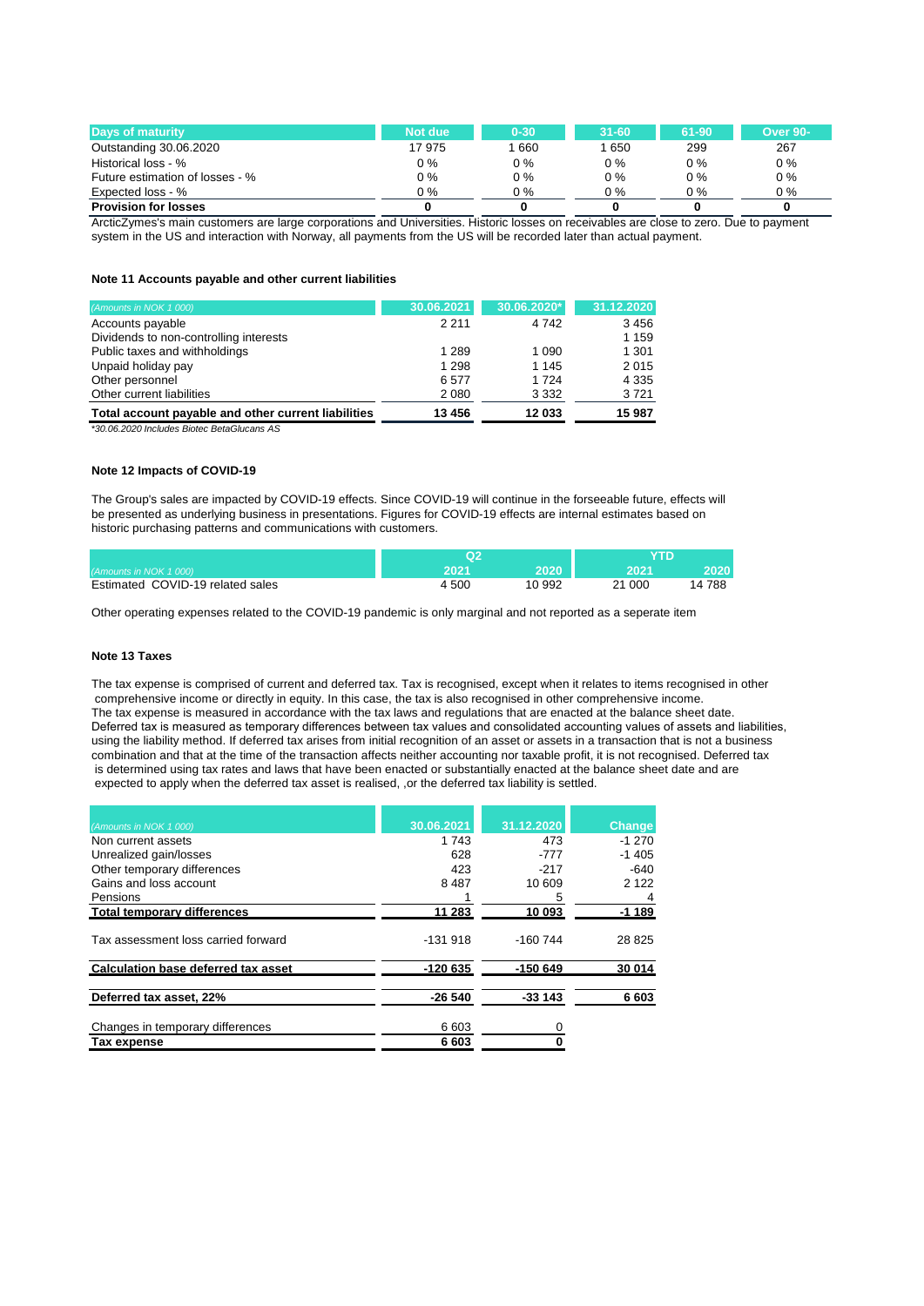| Days of maturity | Not due | 0-30 | 31-60 | 61-90 | Over 90- |
|---|---|---|---|---|---|
| Outstanding 30.06.2020 | 17 975 | 1 660 | 1 650 | 299 | 267 |
| Historical loss - % | 0 % | 0 % | 0 % | 0 % | 0 % |
| Future estimation of losses - % | 0 % | 0 % | 0 % | 0 % | 0 % |
| Expected loss - % | 0 % | 0 % | 0 % | 0 % | 0 % |
| **Provision for losses** | **0** | **0** | **0** | **0** | **0** |

ArcticZymes's main customers are large corporations and Universities. Historic losses on receivables are close to zero. Due to payment system in the US and interaction with Norway, all payments from the US will be recorded later than actual payment.

### Note 11 Accounts payable and other current liabilities

| *(Amounts in NOK 1 000)* | 30.06.2021 | 30.06.2020* | 31.12.2020 |
|---|---|---|---|
| Accounts payable | 2 211 | 4 742 | 3 456 |
| Dividends to non-controlling interests | | | 1 159 |
| Public taxes and withholdings | 1 289 | 1 090 | 1 301 |
| Unpaid holiday pay | 1 298 | 1 145 | 2 015 |
| Other personnel | 6 577 | 1 724 | 4 335 |
| Other current liabilities | 2 080 | 3 332 | 3 721 |
| **Total account payable and other current liabilities** | **13 456** | **12 033** | **15 987** |

*\*30.06.2020 Includes Biotec BetaGlucans AS*

### Note 12 Impacts of COVID-19

The Group's sales are impacted by COVID-19 effects. Since COVID-19 will continue in the forseeable future, effects will be presented as underlying business in presentations. Figures for COVID-19 effects are internal estimates based on historic purchasing patterns and communications with customers.

| | Q2 | | YTD | |
|---|---|---|---|---|
| *(Amounts in NOK 1 000)* | 2021 | 2020 | 2021 | 2020 |
| Estimated COVID-19 related sales | 4 500 | 10 992 | 21 000 | 14 788 |

Other operating expenses related to the COVID-19 pandemic is only marginal and not reported as a seperate item

### Note 13 Taxes

The tax expense is comprised of current and deferred tax. Tax is recognised, except when it relates to items recognised in other comprehensive income or directly in equity. In this case, the tax is also recognised in other comprehensive income. The tax expense is measured in accordance with the tax laws and regulations that are enacted at the balance sheet date. Deferred tax is measured as temporary differences between tax values and consolidated accounting values of assets and liabilities, using the liability method. If deferred tax arises from initial recognition of an asset or assets in a transaction that is not a business combination and that at the time of the transaction affects neither accounting nor taxable profit, it is not recognised. Deferred tax is determined using tax rates and laws that have been enacted or substantially enacted at the balance sheet date and are expected to apply when the deferred tax asset is realised, ,or the deferred tax liability is settled.

| *(Amounts in NOK 1 000)* | 30.06.2021 | 31.12.2020 | Change |
|---|---|---|---|
| Non current assets | 1 743 | 473 | -1 270 |
| Unrealized gain/losses | 628 | -777 | -1 405 |
| Other temporary differences | 423 | -217 | -640 |
| Gains and loss account | 8 487 | 10 609 | 2 122 |
| Pensions | 1 | 5 | 4 |
| **Total temporary differences** | **11 283** | **10 093** | **-1 189** |
| Tax assessment loss carried forward | -131 918 | -160 744 | 28 825 |
| **Calculation base deferred tax asset** | **-120 635** | **-150 649** | **30 014** |
| **Deferred tax asset, 22%** | **-26 540** | **-33 143** | **6 603** |
| Changes in temporary differences | 6 603 | 0 | |
| **Tax expense** | **6 603** | **0** | |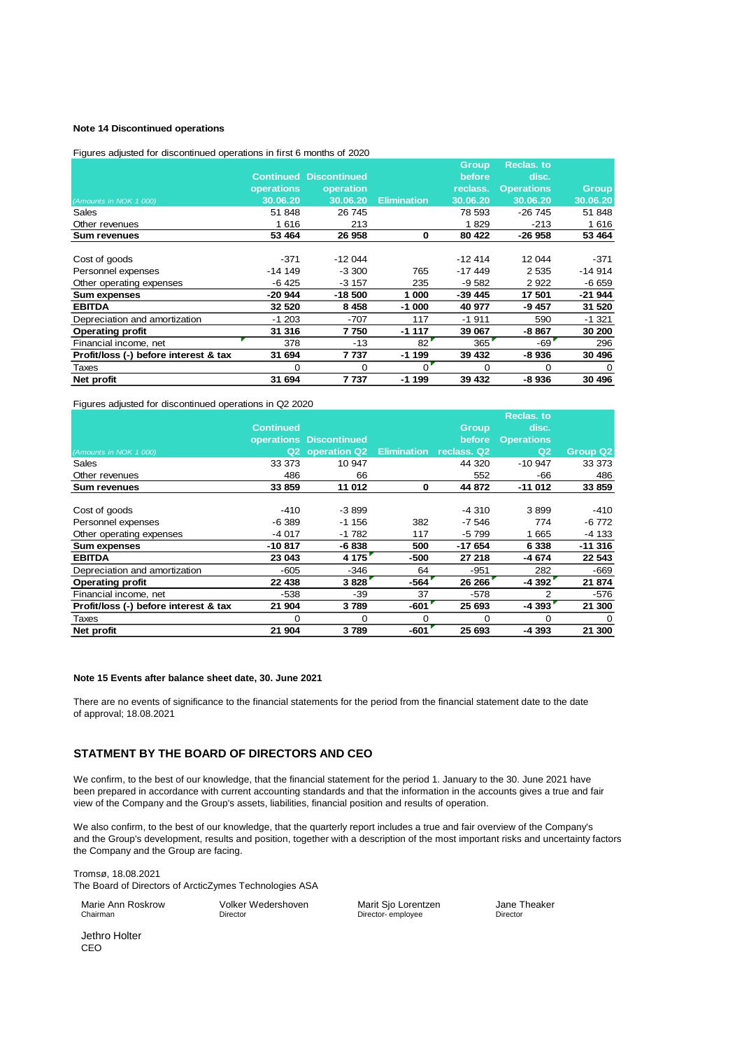**Note 14 Discontinued operations**

Figures adjusted for discontinued operations in first 6 months of 2020

| *(Amounts in NOK 1 000)* | Continued operations 30.06.20 | Discontinued operation 30.06.20 | Elimination | Group before reclass. 30.06.20 | Reclas. to disc. Operations 30.06.20 | Group 30.06.20 |
|---|---|---|---|---|---|---|
| Sales | 51 848 | 26 745 | | 78 593 | -26 745 | 51 848 |
| Other revenues | 1 616 | 213 | | 1 829 | -213 | 1 616 |
| **Sum revenues** | **53 464** | **26 958** | **0** | **80 422** | **-26 958** | **53 464** |
| | | | | | | |
| Cost of goods | -371 | -12 044 | | -12 414 | 12 044 | -371 |
| Personnel expenses | -14 149 | -3 300 | 765 | -17 449 | 2 535 | -14 914 |
| Other operating expenses | -6 425 | -3 157 | 235 | -9 582 | 2 922 | -6 659 |
| **Sum expenses** | **-20 944** | **-18 500** | **1 000** | **-39 445** | **17 501** | **-21 944** |
| **EBITDA** | **32 520** | **8 458** | **-1 000** | **40 977** | **-9 457** | **31 520** |
| Depreciation and amortization | -1 203 | -707 | 117 | -1 911 | 590 | -1 321 |
| **Operating profit** | **31 316** | **7 750** | **-1 117** | **39 067** | **-8 867** | **30 200** |
| Financial income, net | 378 | -13 | 82 | 365 | -69 | 296 |
| **Profit/loss (-) before interest & tax** | **31 694** | **7 737** | **-1 199** | **39 432** | **-8 936** | **30 496** |
| Taxes | 0 | 0 | 0 | 0 | 0 | 0 |
| **Net profit** | **31 694** | **7 737** | **-1 199** | **39 432** | **-8 936** | **30 496** |

Figures adjusted for discontinued operations in Q2 2020

| *(Amounts in NOK 1 000)* | Continued operations Q2 | Discontinued operation Q2 | Elimination | Group before reclass. Q2 | Reclas. to disc. Operations Q2 | Group Q2 |
|---|---|---|---|---|---|---|
| Sales | 33 373 | 10 947 | | 44 320 | -10 947 | 33 373 |
| Other revenues | 486 | 66 | | 552 | -66 | 486 |
| **Sum revenues** | **33 859** | **11 012** | **0** | **44 872** | **-11 012** | **33 859** |
| | | | | | | |
| Cost of goods | -410 | -3 899 | | -4 310 | 3 899 | -410 |
| Personnel expenses | -6 389 | -1 156 | 382 | -7 546 | 774 | -6 772 |
| Other operating expenses | -4 017 | -1 782 | 117 | -5 799 | 1 665 | -4 133 |
| **Sum expenses** | **-10 817** | **-6 838** | **500** | **-17 654** | **6 338** | **-11 316** |
| **EBITDA** | **23 043** | **4 175** | **-500** | **27 218** | **-4 674** | **22 543** |
| Depreciation and amortization | -605 | -346 | 64 | -951 | 282 | -669 |
| **Operating profit** | **22 438** | **3 828** | **-564** | **26 266** | **-4 392** | **21 874** |
| Financial income, net | -538 | -39 | 37 | -578 | 2 | -576 |
| **Profit/loss (-) before interest & tax** | **21 904** | **3 789** | **-601** | **25 693** | **-4 393** | **21 300** |
| Taxes | 0 | 0 | 0 | 0 | 0 | 0 |
| **Net profit** | **21 904** | **3 789** | **-601** | **25 693** | **-4 393** | **21 300** |

**Note 15 Events after balance sheet date, 30. June 2021**

There are no events of significance to the financial statements for the period from the financial statement date to the date of approval; 18.08.2021

## STATMENT BY THE BOARD OF DIRECTORS AND CEO

We confirm, to the best of our knowledge, that the financial statement for the period 1. January to the 30. June 2021 have been prepared in accordance with current accounting standards and that the information in the accounts gives a true and fair view of the Company and the Group's assets, liabilities, financial position and results of operation.

We also confirm, to the best of our knowledge, that the quarterly report includes a true and fair overview of the Company's and the Group's development, results and position, together with a description of the most important risks and uncertainty factors the Company and the Group are facing.

Tromsø, 18.08.2021
The Board of Directors of ArcticZymes Technologies ASA

Marie Ann Roskrow
Chairman

Volker Wedershoven
Director

Marit Sjo Lorentzen
Director- employee

Jane Theaker
Director

Jethro Holter
CEO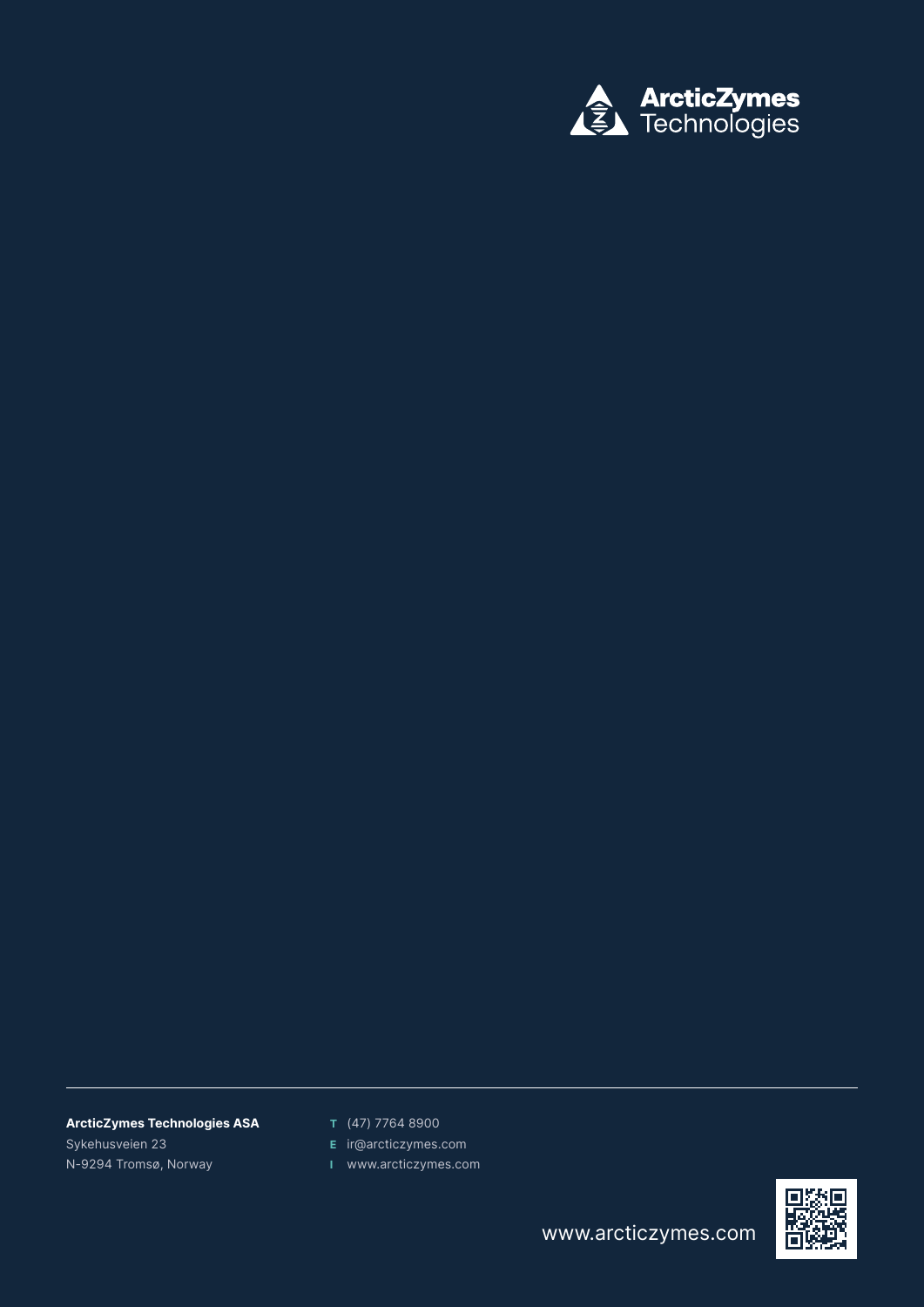ArcticZymes Technologies

**ArcticZymes Technologies ASA**
Sykehusveien 23
N-9294 Tromsø, Norway

**T** (47) 7764 8900
**E** ir@arcticzymes.com
**I** www.arcticzymes.com

www.arcticzymes.com